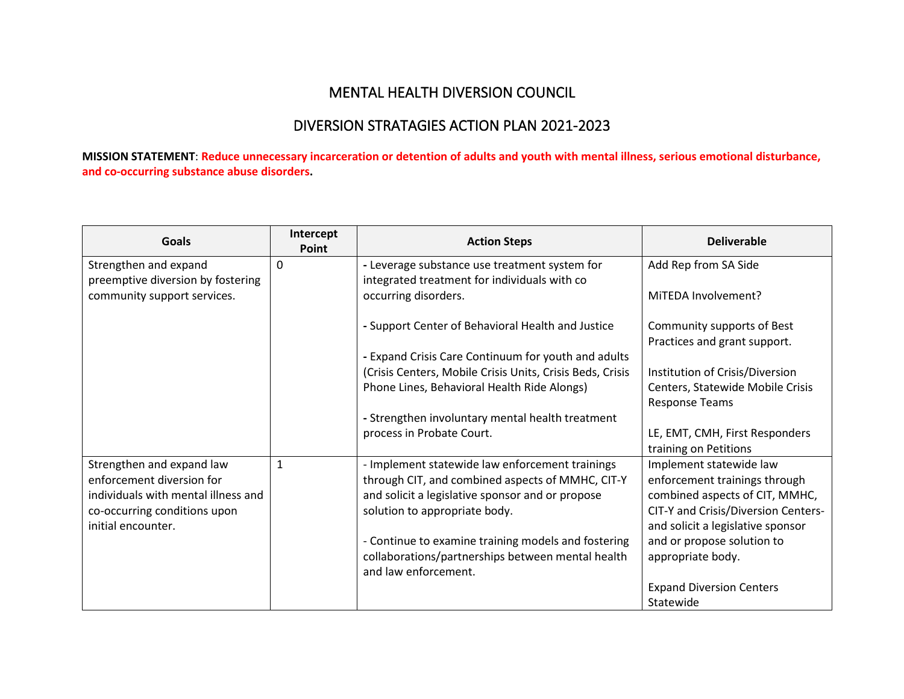# MENTAL HEALTH DIVERSION COUNCIL

## DIVERSION STRATAGIES ACTION PLAN 2021-2023

**MISSION STATEMENT**: **Reduce unnecessary incarceration or detention of adults and youth with mental illness, serious emotional disturbance, and co-occurring substance abuse disorders.**

| Goals | Intercept Point | Action Steps | Deliverable |
|---|---|---|---|
| Strengthen and expand preemptive diversion by fostering community support services. | 0 | **-** Leverage substance use treatment system for integrated treatment for individuals with co occurring disorders.<br><br>**-** Support Center of Behavioral Health and Justice<br><br>**-** Expand Crisis Care Continuum for youth and adults (Crisis Centers, Mobile Crisis Units, Crisis Beds, Crisis Phone Lines, Behavioral Health Ride Alongs)<br><br>**-** Strengthen involuntary mental health treatment process in Probate Court. | Add Rep from SA Side<br><br>MiTEDA Involvement?<br><br>Community supports of Best Practices and grant support.<br><br>Institution of Crisis/Diversion Centers, Statewide Mobile Crisis Response Teams<br><br>LE, EMT, CMH, First Responders training on Petitions |
| Strengthen and expand law enforcement diversion for individuals with mental illness and co-occurring conditions upon initial encounter. | 1 | - Implement statewide law enforcement trainings through CIT, and combined aspects of MMHC, CIT-Y and solicit a legislative sponsor and or propose solution to appropriate body.<br><br>- Continue to examine training models and fostering collaborations/partnerships between mental health and law enforcement. | Implement statewide law enforcement trainings through combined aspects of CIT, MMHC, CIT-Y and Crisis/Diversion Centers- and solicit a legislative sponsor and or propose solution to appropriate body.<br><br>Expand Diversion Centers Statewide |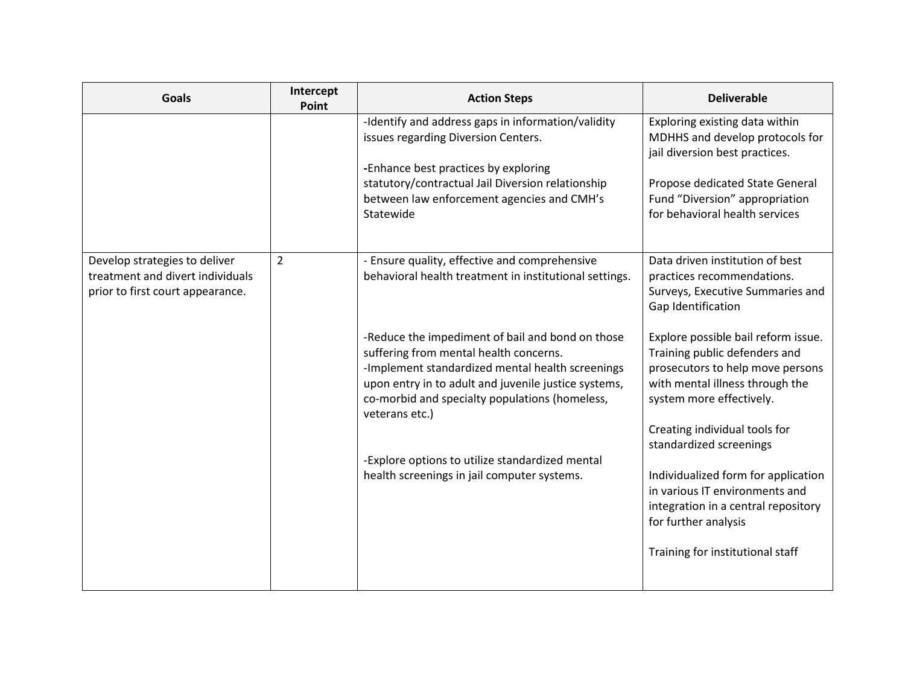| Goals | Intercept Point | Action Steps | Deliverable |
| --- | --- | --- | --- |
| | | -Identify and address gaps in information/validity issues regarding Diversion Centers.<br><br>-Enhance best practices by exploring statutory/contractual Jail Diversion relationship between law enforcement agencies and CMH's Statewide | Exploring existing data within MDHHS and develop protocols for jail diversion best practices.<br><br>Propose dedicated State General Fund "Diversion" appropriation for behavioral health services |
| Develop strategies to deliver treatment and divert individuals prior to first court appearance. | 2 | - Ensure quality, effective and comprehensive behavioral health treatment in institutional settings.<br><br>-Reduce the impediment of bail and bond on those suffering from mental health concerns.<br>-Implement standardized mental health screenings upon entry in to adult and juvenile justice systems, co-morbid and specialty populations (homeless, veterans etc.)<br><br>-Explore options to utilize standardized mental health screenings in jail computer systems. | Data driven institution of best practices recommendations. Surveys, Executive Summaries and Gap Identification<br><br>Explore possible bail reform issue. Training public defenders and prosecutors to help move persons with mental illness through the system more effectively.<br><br>Creating individual tools for standardized screenings<br><br>Individualized form for application in various IT environments and integration in a central repository for further analysis<br><br>Training for institutional staff |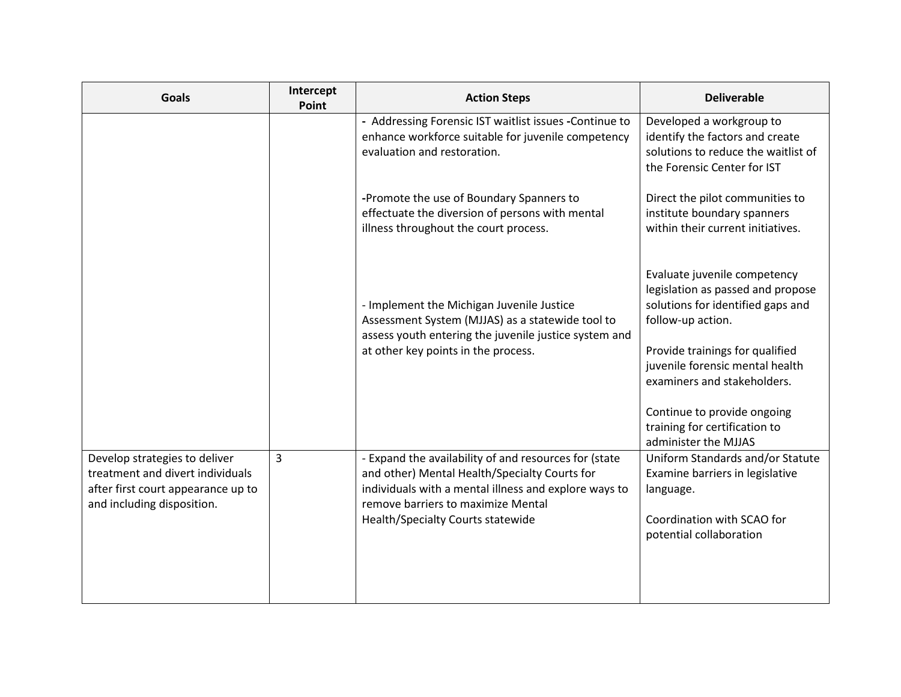| Goals | Intercept Point | Action Steps | Deliverable |
|---|---|---|---|
| | | - Addressing Forensic IST waitlist issues -Continue to enhance workforce suitable for juvenile competency evaluation and restoration.<br><br>-Promote the use of Boundary Spanners to effectuate the diversion of persons with mental illness throughout the court process.<br><br>- Implement the Michigan Juvenile Justice Assessment System (MJJAS) as a statewide tool to assess youth entering the juvenile justice system and at other key points in the process. | Developed a workgroup to identify the factors and create solutions to reduce the waitlist of the Forensic Center for IST<br><br>Direct the pilot communities to institute boundary spanners within their current initiatives.<br><br>Evaluate juvenile competency legislation as passed and propose solutions for identified gaps and follow-up action.<br><br>Provide trainings for qualified juvenile forensic mental health examiners and stakeholders.<br><br>Continue to provide ongoing training for certification to administer the MJJAS |
| Develop strategies to deliver treatment and divert individuals after first court appearance up to and including disposition. | 3 | - Expand the availability of and resources for (state and other) Mental Health/Specialty Courts for individuals with a mental illness and explore ways to remove barriers to maximize Mental Health/Specialty Courts statewide | Uniform Standards and/or Statute Examine barriers in legislative language.<br><br>Coordination with SCAO for potential collaboration |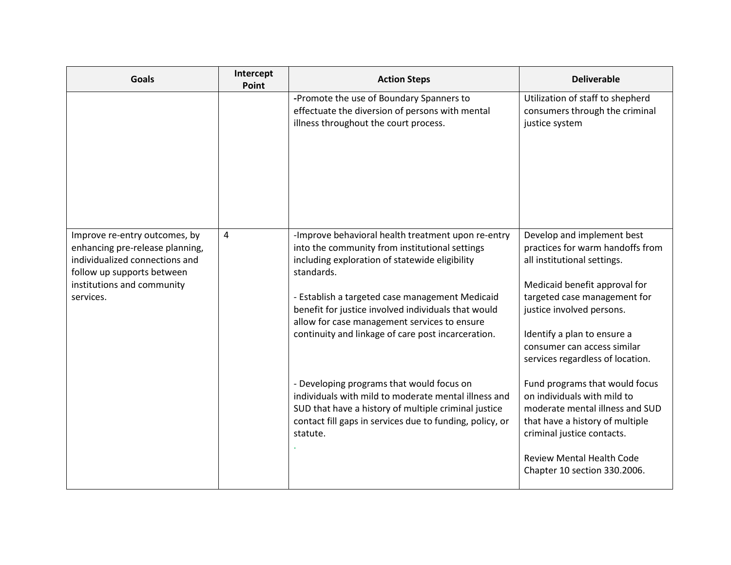| Goals | Intercept Point | Action Steps | Deliverable |
|---|---|---|---|
| | | -Promote the use of Boundary Spanners to effectuate the diversion of persons with mental illness throughout the court process. | Utilization of staff to shepherd consumers through the criminal justice system |
| Improve re-entry outcomes, by enhancing pre-release planning, individualized connections and follow up supports between institutions and community services. | 4 | -Improve behavioral health treatment upon re-entry into the community from institutional settings including exploration of statewide eligibility standards.<br><br>- Establish a targeted case management Medicaid benefit for justice involved individuals that would allow for case management services to ensure continuity and linkage of care post incarceration.<br><br>- Developing programs that would focus on individuals with mild to moderate mental illness and SUD that have a history of multiple criminal justice contact fill gaps in services due to funding, policy, or statute.<br>. | Develop and implement best practices for warm handoffs from all institutional settings.<br><br>Medicaid benefit approval for targeted case management for justice involved persons.<br><br>Identify a plan to ensure a consumer can access similar services regardless of location.<br><br>Fund programs that would focus on individuals with mild to moderate mental illness and SUD that have a history of multiple criminal justice contacts.<br><br>Review Mental Health Code Chapter 10 section 330.2006. |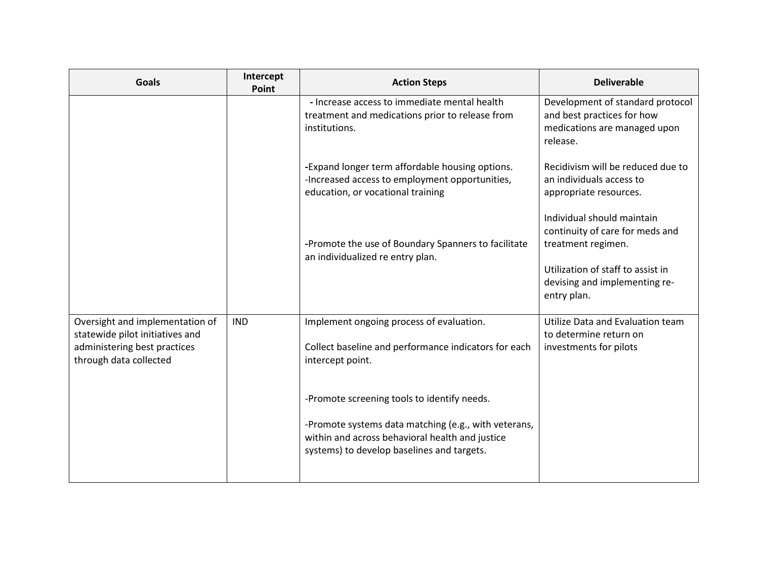| Goals | Intercept Point | Action Steps | Deliverable |
|---|---|---|---|
| | | - Increase access to immediate mental health treatment and medications prior to release from institutions.<br><br>-Expand longer term affordable housing options.<br>-Increased access to employment opportunities, education, or vocational training<br><br>-Promote the use of Boundary Spanners to facilitate an individualized re entry plan. | Development of standard protocol and best practices for how medications are managed upon release.<br><br>Recidivism will be reduced due to an individuals access to appropriate resources.<br><br>Individual should maintain continuity of care for meds and treatment regimen.<br><br>Utilization of staff to assist in devising and implementing re-entry plan. |
| Oversight and implementation of statewide pilot initiatives and administering best practices through data collected | IND | Implement ongoing process of evaluation.<br><br>Collect baseline and performance indicators for each intercept point.<br><br>-Promote screening tools to identify needs.<br><br>-Promote systems data matching (e.g., with veterans, within and across behavioral health and justice systems) to develop baselines and targets. | Utilize Data and Evaluation team to determine return on investments for pilots |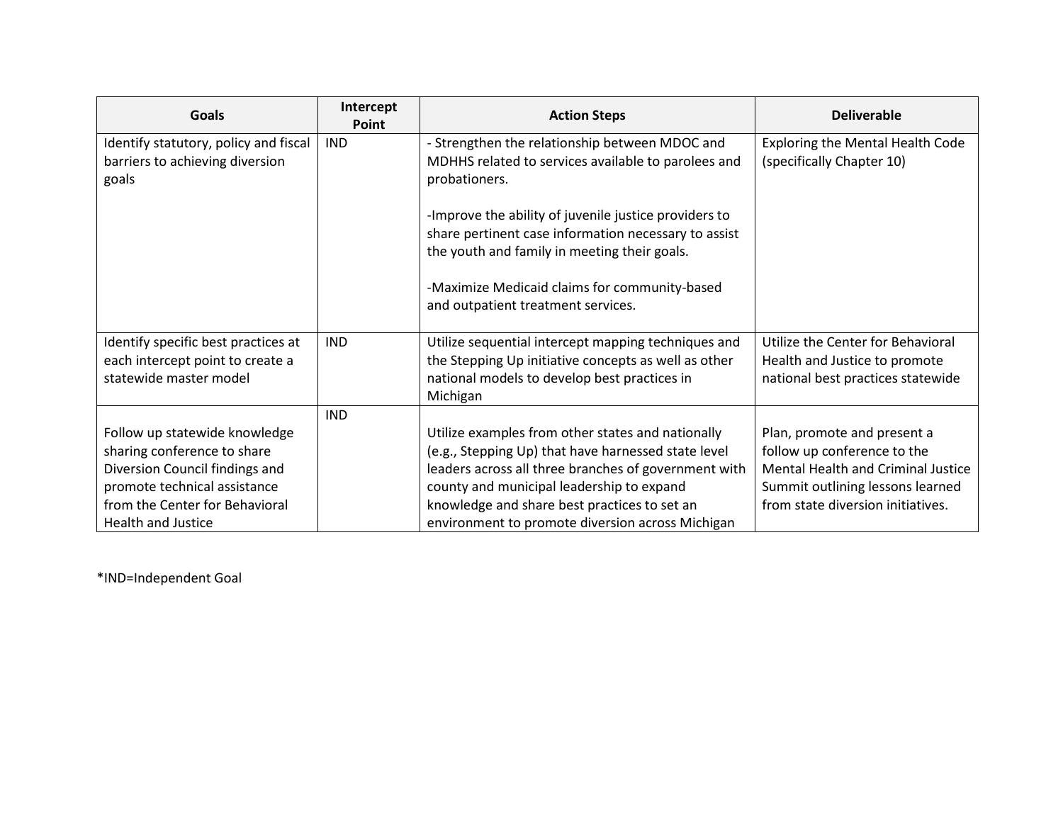| Goals | Intercept Point | Action Steps | Deliverable |
|---|---|---|---|
| Identify statutory, policy and fiscal barriers to achieving diversion goals | IND | - Strengthen the relationship between MDOC and MDHHS related to services available to parolees and probationers.<br><br>-Improve the ability of juvenile justice providers to share pertinent case information necessary to assist the youth and family in meeting their goals.<br><br>-Maximize Medicaid claims for community-based and outpatient treatment services. | Exploring the Mental Health Code (specifically Chapter 10) |
| Identify specific best practices at each intercept point to create a statewide master model | IND | Utilize sequential intercept mapping techniques and the Stepping Up initiative concepts as well as other national models to develop best practices in Michigan | Utilize the Center for Behavioral Health and Justice to promote national best practices statewide |
| Follow up statewide knowledge sharing conference to share Diversion Council findings and promote technical assistance from the Center for Behavioral Health and Justice | IND | Utilize examples from other states and nationally (e.g., Stepping Up) that have harnessed state level leaders across all three branches of government with county and municipal leadership to expand knowledge and share best practices to set an environment to promote diversion across Michigan | Plan, promote and present a follow up conference to the Mental Health and Criminal Justice Summit outlining lessons learned from state diversion initiatives. |

*IND=Independent Goal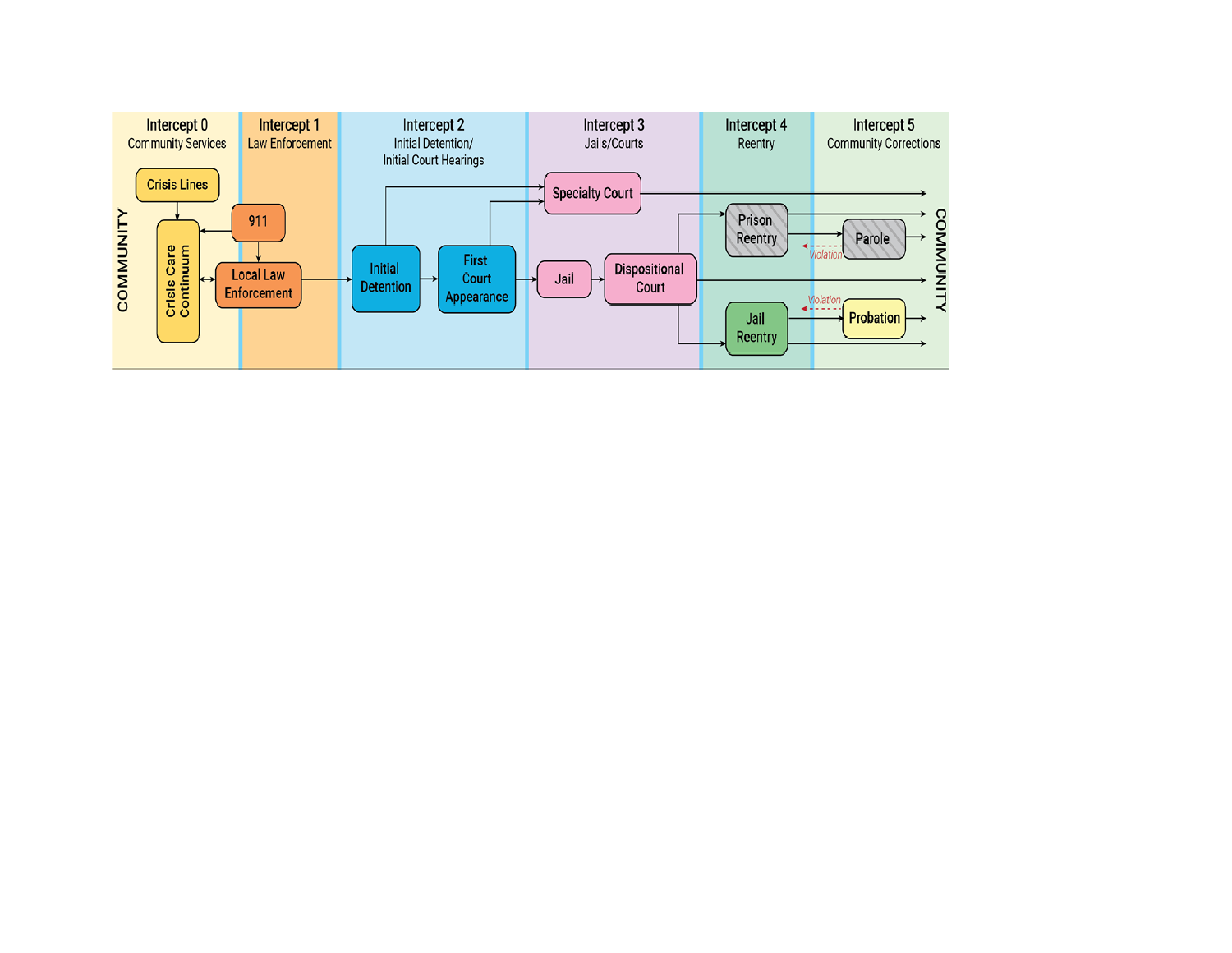COMMUNITY

Intercept 0
Community Services

Crisis Lines

Crisis Care Continuum

Intercept 1
Law Enforcement

911

Local Law Enforcement

Intercept 2
Initial Detention/
Initial Court Hearings

Initial Detention

First Court Appearance

Intercept 3
Jails/Courts

Specialty Court

Jail

Dispositional Court

Intercept 4
Reentry

Prison Reentry

Jail Reentry

Intercept 5
Community Corrections

Parole

Violation

Probation

Violation

COMMUNITY